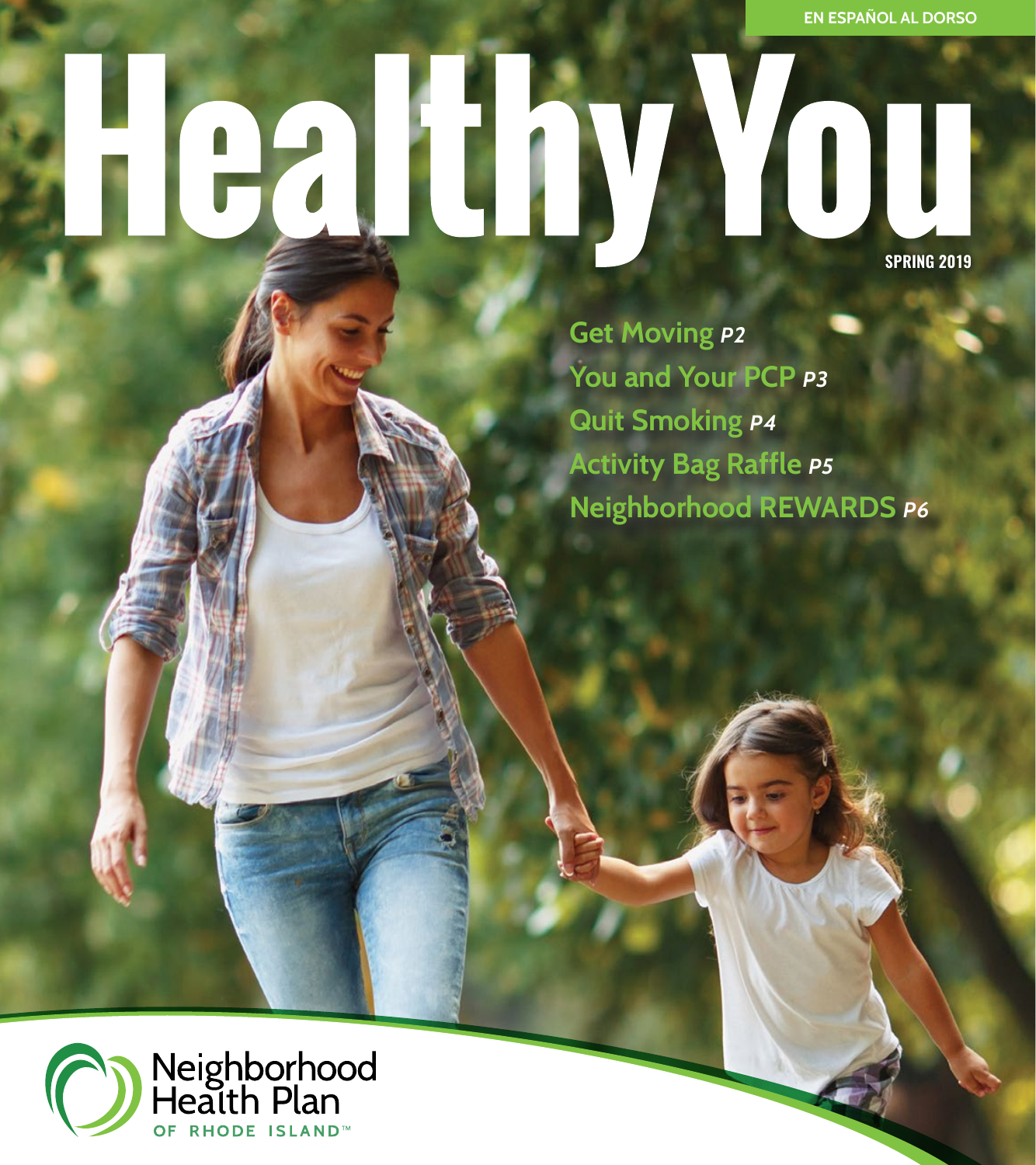EN ESPAÑOL AL DORSO

# Healthy You

SPRING 2019

- Get Moving *P2*
- You and Your PCP *P3*
- Quit Smoking *P4*
- Activity Bag Raffle *P5*
- Neighborhood REWARDS *P6*

Neighborhood Health Plan OF RHODE ISLAND™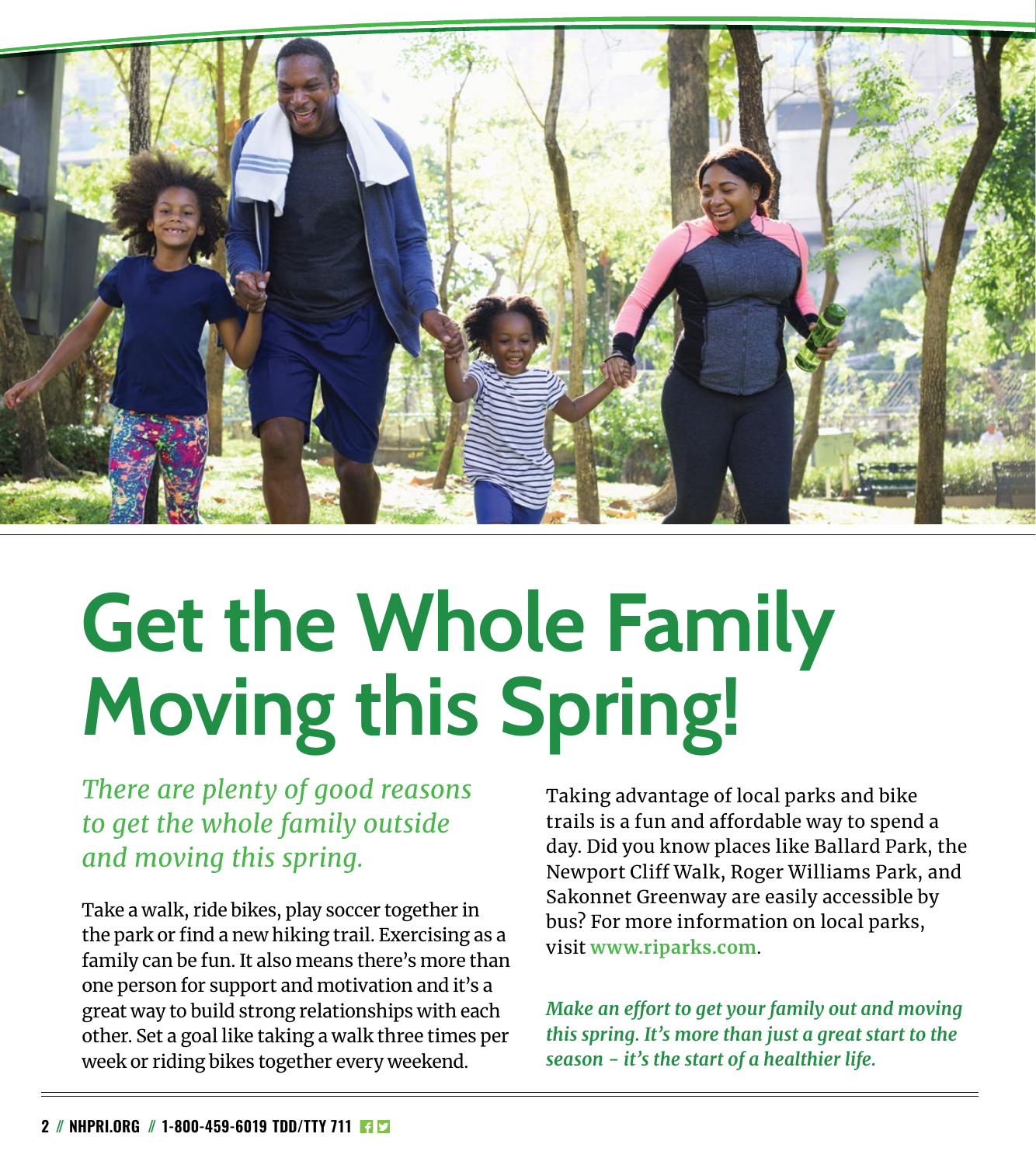# Get the Whole Family Moving this Spring!

*There are plenty of good reasons to get the whole family outside and moving this spring.*

Take a walk, ride bikes, play soccer together in the park or find a new hiking trail. Exercising as a family can be fun. It also means there's more than one person for support and motivation and it's a great way to build strong relationships with each other. Set a goal like taking a walk three times per week or riding bikes together every weekend.

Taking advantage of local parks and bike trails is a fun and affordable way to spend a day. Did you know places like Ballard Park, the Newport Cliff Walk, Roger Williams Park, and Sakonnet Greenway are easily accessible by bus? For more information on local parks, visit www.riparks.com.

***Make an effort to get your family out and moving this spring. It's more than just a great start to the season – it's the start of a healthier life.***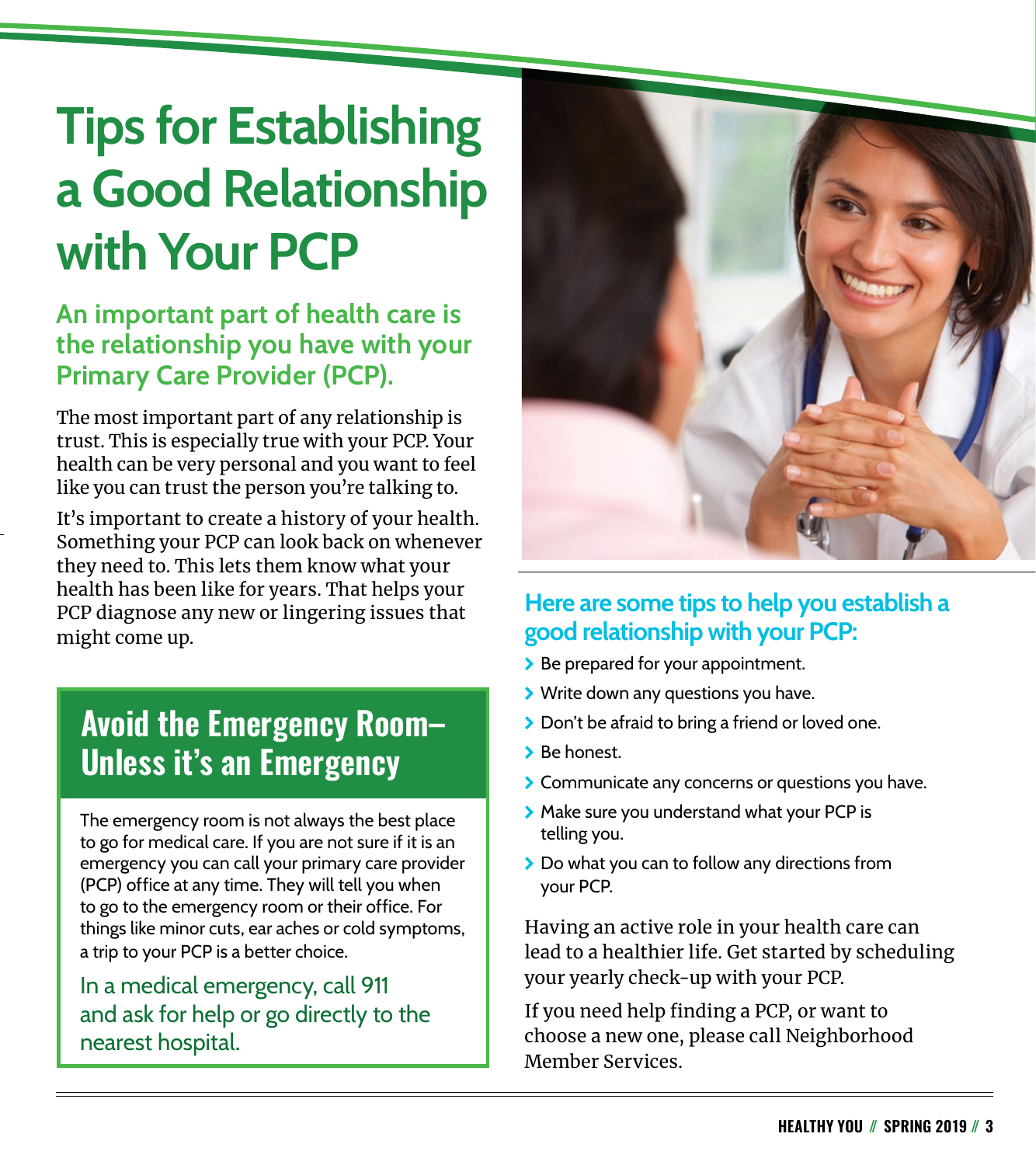# Tips for Establishing a Good Relationship with Your PCP

## An important part of health care is the relationship you have with your Primary Care Provider (PCP).

The most important part of any relationship is trust. This is especially true with your PCP. Your health can be very personal and you want to feel like you can trust the person you're talking to.

It's important to create a history of your health. Something your PCP can look back on whenever they need to. This lets them know what your health has been like for years. That helps your PCP diagnose any new or lingering issues that might come up.

## Avoid the Emergency Room– Unless it's an Emergency

The emergency room is not always the best place to go for medical care. If you are not sure if it is an emergency you can call your primary care provider (PCP) office at any time. They will tell you when to go to the emergency room or their office. For things like minor cuts, ear aches or cold symptoms, a trip to your PCP is a better choice.

In a medical emergency, call 911 and ask for help or go directly to the nearest hospital.

## Here are some tips to help you establish a good relationship with your PCP:

- Be prepared for your appointment.
- Write down any questions you have.
- Don't be afraid to bring a friend or loved one.
- Be honest.
- Communicate any concerns or questions you have.
- Make sure you understand what your PCP is telling you.
- Do what you can to follow any directions from your PCP.

Having an active role in your health care can lead to a healthier life. Get started by scheduling your yearly check-up with your PCP.

If you need help finding a PCP, or want to choose a new one, please call Neighborhood Member Services.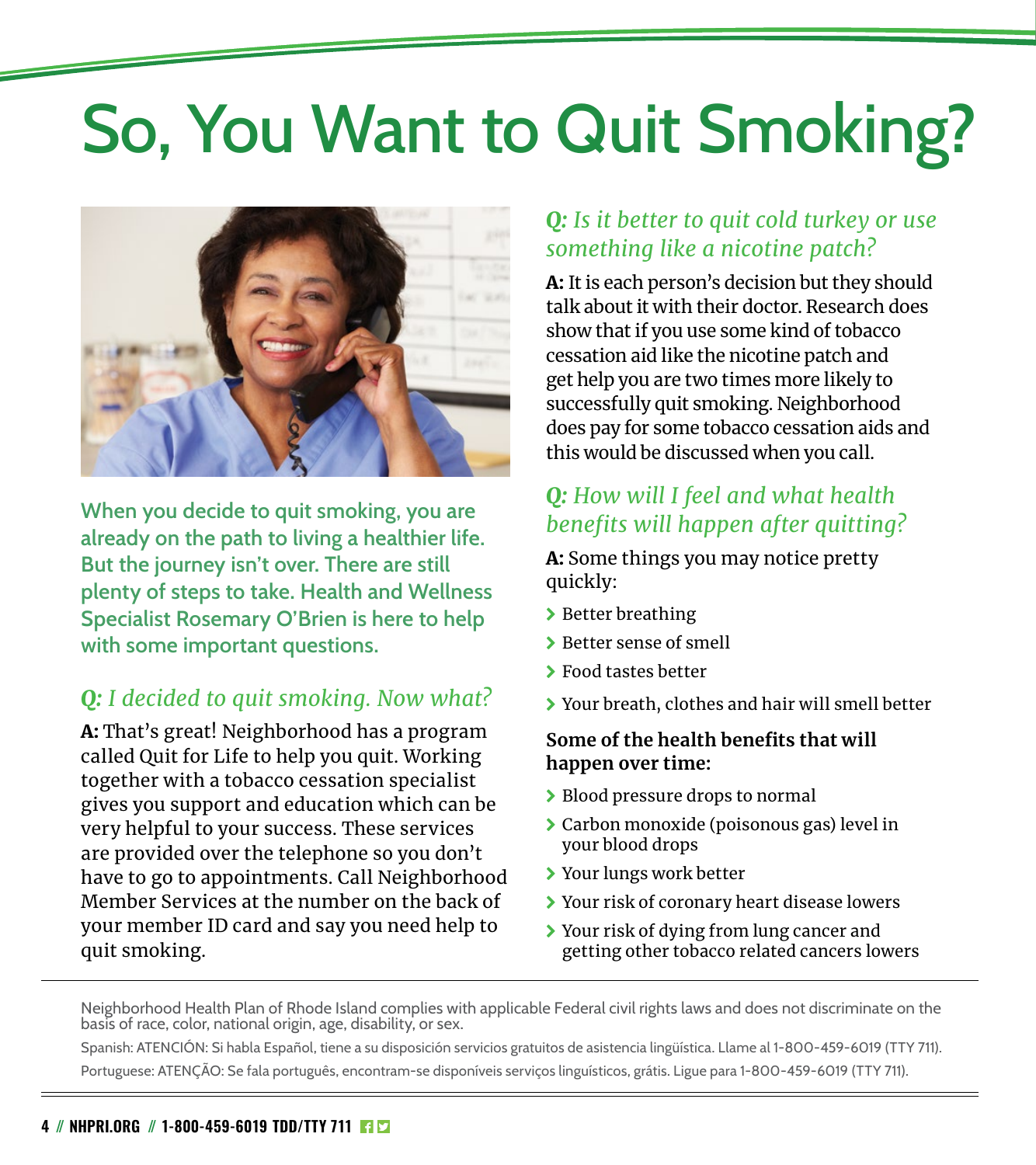# So, You Want to Quit Smoking?

**When you decide to quit smoking, you are already on the path to living a healthier life. But the journey isn't over. There are still plenty of steps to take. Health and Wellness Specialist Rosemary O'Brien is here to help with some important questions.**

### *Q: I decided to quit smoking. Now what?*

**A:** That's great! Neighborhood has a program called Quit for Life to help you quit. Working together with a tobacco cessation specialist gives you support and education which can be very helpful to your success. These services are provided over the telephone so you don't have to go to appointments. Call Neighborhood Member Services at the number on the back of your member ID card and say you need help to quit smoking.

### *Q: Is it better to quit cold turkey or use something like a nicotine patch?*

**A:** It is each person's decision but they should talk about it with their doctor. Research does show that if you use some kind of tobacco cessation aid like the nicotine patch and get help you are two times more likely to successfully quit smoking. Neighborhood does pay for some tobacco cessation aids and this would be discussed when you call.

### *Q: How will I feel and what health benefits will happen after quitting?*

**A:** Some things you may notice pretty quickly:

- Better breathing
- Better sense of smell
- Food tastes better
- Your breath, clothes and hair will smell better

**Some of the health benefits that will happen over time:**

- Blood pressure drops to normal
- Carbon monoxide (poisonous gas) level in your blood drops
- Your lungs work better
- Your risk of coronary heart disease lowers
- Your risk of dying from lung cancer and getting other tobacco related cancers lowers

---

Neighborhood Health Plan of Rhode Island complies with applicable Federal civil rights laws and does not discriminate on the basis of race, color, national origin, age, disability, or sex.

Spanish: ATENCIÓN: Si habla Español, tiene a su disposición servicios gratuitos de asistencia lingüística. Llame al 1-800-459-6019 (TTY 711).

Portuguese: ATENÇÃO: Se fala português, encontram-se disponíveis serviços linguísticos, grátis. Ligue para 1-800-459-6019 (TTY 711).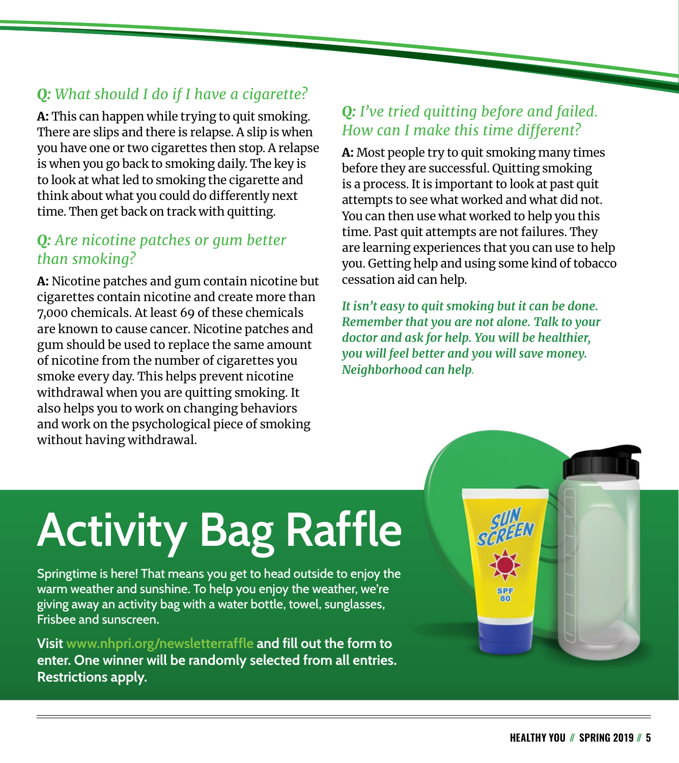### *Q: What should I do if I have a cigarette?*

**A:** This can happen while trying to quit smoking. There are slips and there is relapse. A slip is when you have one or two cigarettes then stop. A relapse is when you go back to smoking daily. The key is to look at what led to smoking the cigarette and think about what you could do differently next time. Then get back on track with quitting.

### *Q: Are nicotine patches or gum better than smoking?*

**A:** Nicotine patches and gum contain nicotine but cigarettes contain nicotine and create more than 7,000 chemicals. At least 69 of these chemicals are known to cause cancer. Nicotine patches and gum should be used to replace the same amount of nicotine from the number of cigarettes you smoke every day. This helps prevent nicotine withdrawal when you are quitting smoking. It also helps you to work on changing behaviors and work on the psychological piece of smoking without having withdrawal.

### *Q: I've tried quitting before and failed. How can I make this time different?*

**A:** Most people try to quit smoking many times before they are successful. Quitting smoking is a process. It is important to look at past quit attempts to see what worked and what did not. You can then use what worked to help you this time. Past quit attempts are not failures. They are learning experiences that you can use to help you. Getting help and using some kind of tobacco cessation aid can help.

***It isn't easy to quit smoking but it can be done. Remember that you are not alone. Talk to your doctor and ask for help. You will be healthier, you will feel better and you will save money. Neighborhood can help.***

# Activity Bag Raffle

Springtime is here! That means you get to head outside to enjoy the warm weather and sunshine. To help you enjoy the weather, we're giving away an activity bag with a water bottle, towel, sunglasses, Frisbee and sunscreen.

**Visit www.nhpri.org/newsletterraffle and fill out the form to enter. One winner will be randomly selected from all entries. Restrictions apply.**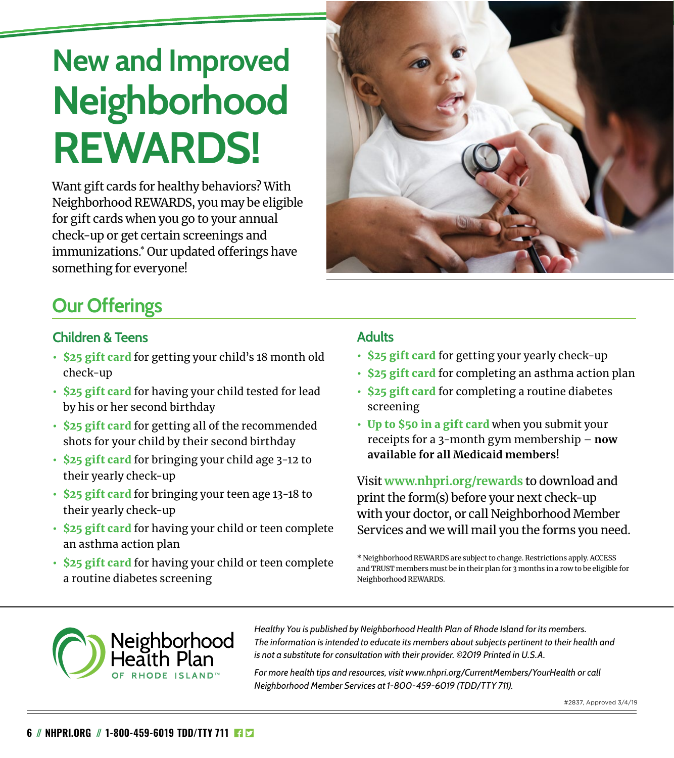# New and Improved Neighborhood REWARDS!

Want gift cards for healthy behaviors? With Neighborhood REWARDS, you may be eligible for gift cards when you go to your annual check-up or get certain screenings and immunizations.* Our updated offerings have something for everyone!

## Our Offerings

### Children & Teens

- **$25 gift card** for getting your child's 18 month old check-up
- **$25 gift card** for having your child tested for lead by his or her second birthday
- **$25 gift card** for getting all of the recommended shots for your child by their second birthday
- **$25 gift card** for bringing your child age 3-12 to their yearly check-up
- **$25 gift card** for bringing your teen age 13-18 to their yearly check-up
- **$25 gift card** for having your child or teen complete an asthma action plan
- **$25 gift card** for having your child or teen complete a routine diabetes screening

### Adults

- **$25 gift card** for getting your yearly check-up
- **$25 gift card** for completing an asthma action plan
- **$25 gift card** for completing a routine diabetes screening
- **Up to $50 in a gift card** when you submit your receipts for a 3-month gym membership – **now available for all Medicaid members!**

Visit **www.nhpri.org/rewards** to download and print the form(s) before your next check-up with your doctor, or call Neighborhood Member Services and we will mail you the forms you need.

\* Neighborhood REWARDS are subject to change. Restrictions apply. ACCESS and TRUST members must be in their plan for 3 months in a row to be eligible for Neighborhood REWARDS.

---

Neighborhood Health Plan OF RHODE ISLAND™

*Healthy You is published by Neighborhood Health Plan of Rhode Island for its members. The information is intended to educate its members about subjects pertinent to their health and is not a substitute for consultation with their provider. ©2019 Printed in U.S.A.*

*For more health tips and resources, visit www.nhpri.org/CurrentMembers/YourHealth or call Neighborhood Member Services at 1-800-459-6019 (TDD/TTY 711).*

#2837, Approved 3/4/19